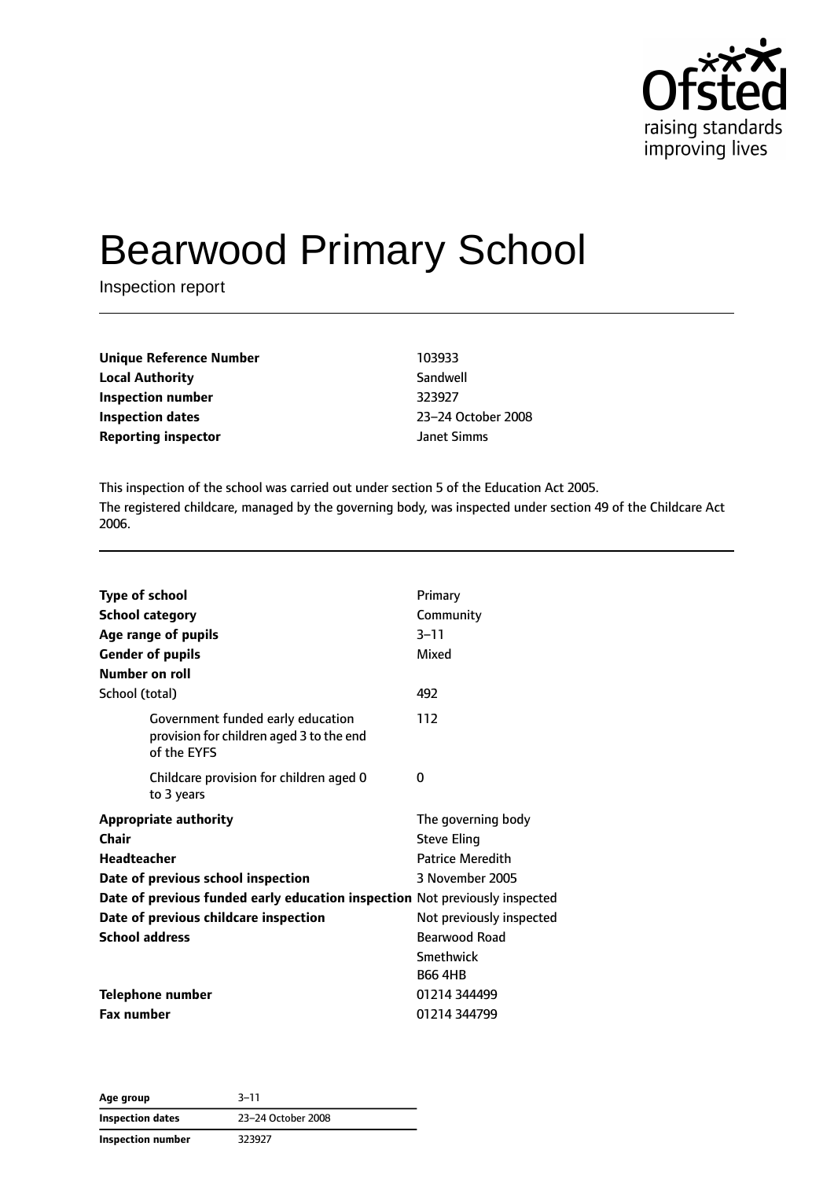Ofsted
raising standards
improving lives

# Bearwood Primary School

Inspection report

| | |
|---|---|
| **Unique Reference Number** | 103933 |
| **Local Authority** | Sandwell |
| **Inspection number** | 323927 |
| **Inspection dates** | 23–24 October 2008 |
| **Reporting inspector** | Janet Simms |

This inspection of the school was carried out under section 5 of the Education Act 2005.

The registered childcare, managed by the governing body, was inspected under section 49 of the Childcare Act 2006.

| | |
|---|---|
| **Type of school** | Primary |
| **School category** | Community |
| **Age range of pupils** | 3–11 |
| **Gender of pupils** | Mixed |
| **Number on roll** | |
| School (total) | 492 |
| Government funded early education provision for children aged 3 to the end of the EYFS | 112 |
| Childcare provision for children aged 0 to 3 years | 0 |
| **Appropriate authority** | The governing body |
| **Chair** | Steve Eling |
| **Headteacher** | Patrice Meredith |
| **Date of previous school inspection** | 3 November 2005 |
| **Date of previous funded early education inspection** | Not previously inspected |
| **Date of previous childcare inspection** | Not previously inspected |
| **School address** | Bearwood Road<br>Smethwick<br>B66 4HB |
| **Telephone number** | 01214 344499 |
| **Fax number** | 01214 344799 |

| | |
|---|---|
| **Age group** | 3–11 |
| **Inspection dates** | 23–24 October 2008 |
| **Inspection number** | 323927 |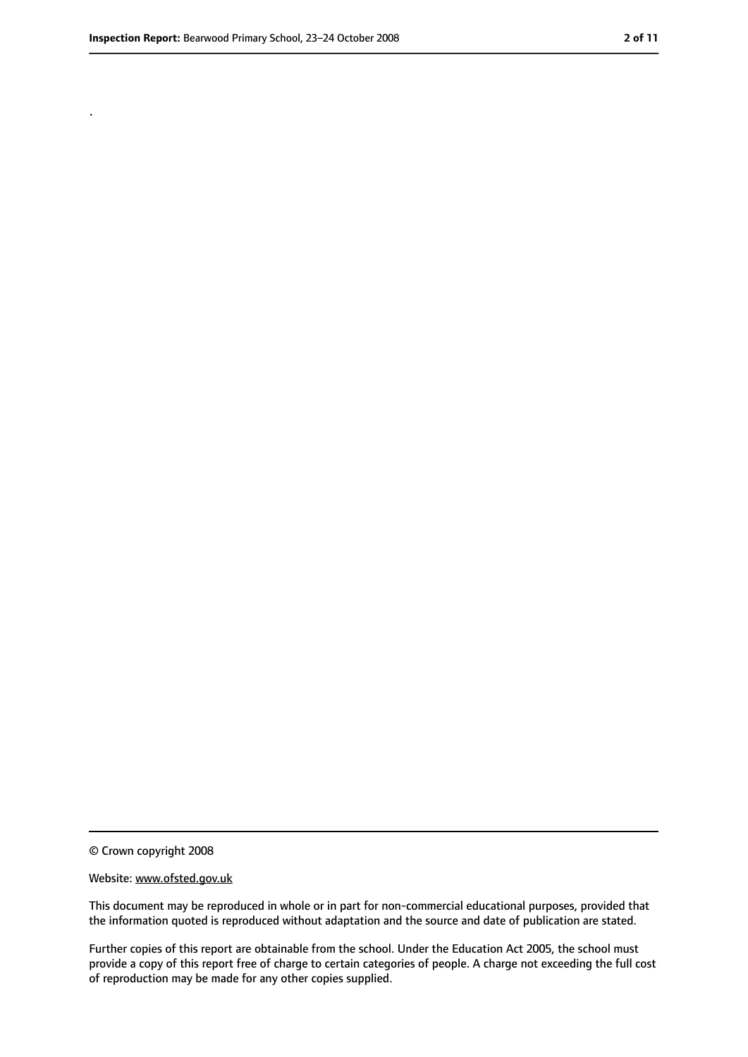.

© Crown copyright 2008

Website: www.ofsted.gov.uk

This document may be reproduced in whole or in part for non-commercial educational purposes, provided that the information quoted is reproduced without adaptation and the source and date of publication are stated.

Further copies of this report are obtainable from the school. Under the Education Act 2005, the school must provide a copy of this report free of charge to certain categories of people. A charge not exceeding the full cost of reproduction may be made for any other copies supplied.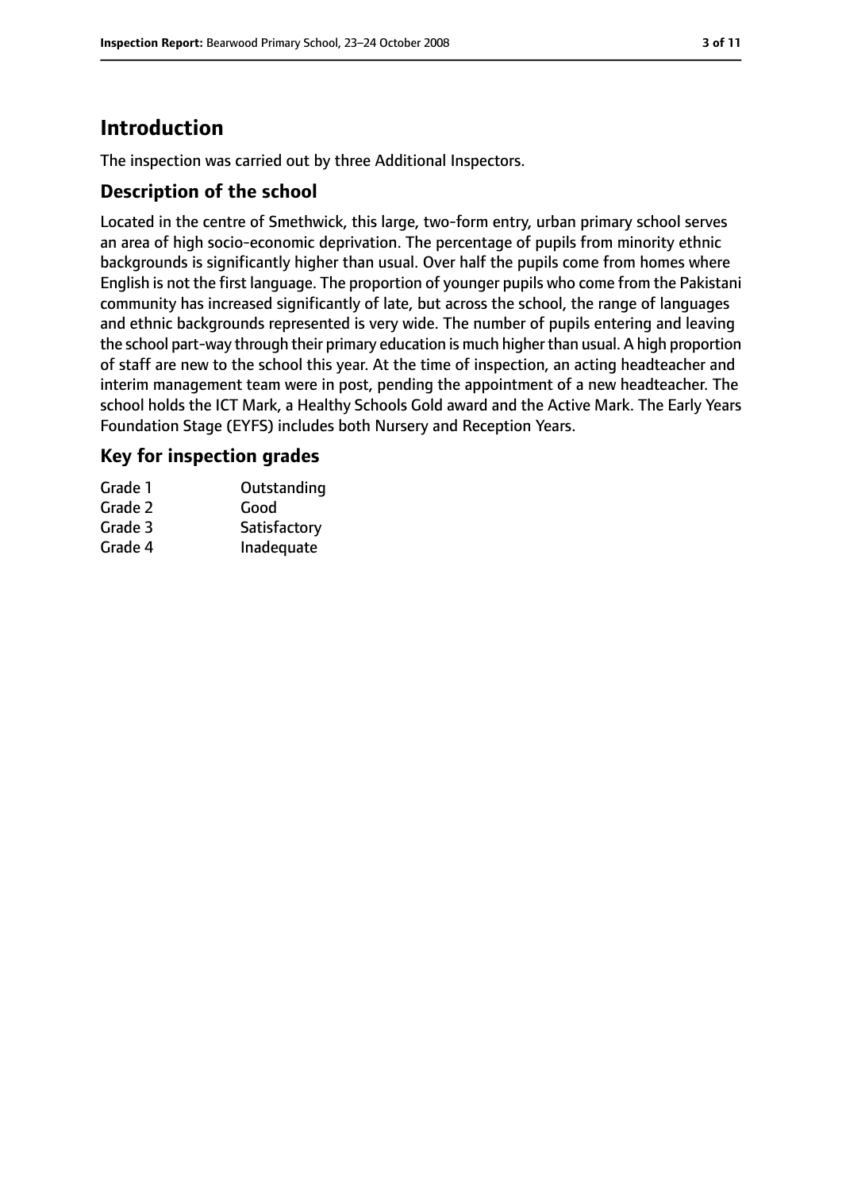# Introduction

The inspection was carried out by three Additional Inspectors.

## Description of the school

Located in the centre of Smethwick, this large, two-form entry, urban primary school serves an area of high socio-economic deprivation. The percentage of pupils from minority ethnic backgrounds is significantly higher than usual. Over half the pupils come from homes where English is not the first language. The proportion of younger pupils who come from the Pakistani community has increased significantly of late, but across the school, the range of languages and ethnic backgrounds represented is very wide. The number of pupils entering and leaving the school part-way through their primary education is much higher than usual. A high proportion of staff are new to the school this year. At the time of inspection, an acting headteacher and interim management team were in post, pending the appointment of a new headteacher. The school holds the ICT Mark, a Healthy Schools Gold award and the Active Mark. The Early Years Foundation Stage (EYFS) includes both Nursery and Reception Years.

## Key for inspection grades

| | |
|---|---|
| Grade 1 | Outstanding |
| Grade 2 | Good |
| Grade 3 | Satisfactory |
| Grade 4 | Inadequate |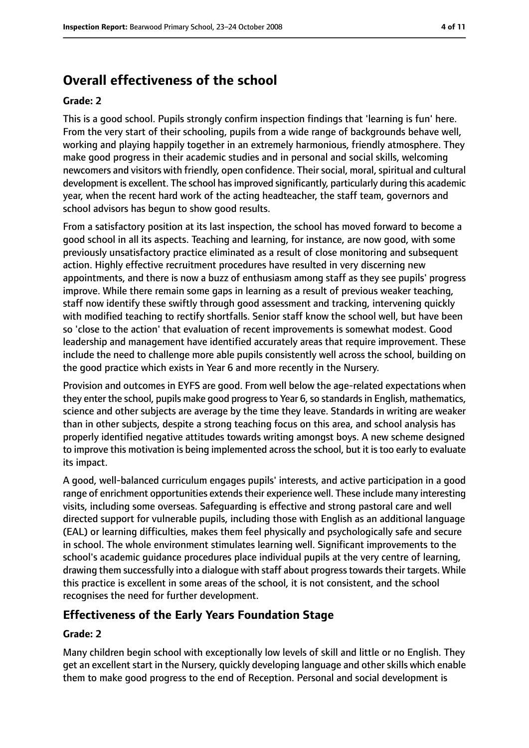## Overall effectiveness of the school

**Grade: 2**

This is a good school. Pupils strongly confirm inspection findings that 'learning is fun' here. From the very start of their schooling, pupils from a wide range of backgrounds behave well, working and playing happily together in an extremely harmonious, friendly atmosphere. They make good progress in their academic studies and in personal and social skills, welcoming newcomers and visitors with friendly, open confidence. Their social, moral, spiritual and cultural development is excellent. The school has improved significantly, particularly during this academic year, when the recent hard work of the acting headteacher, the staff team, governors and school advisors has begun to show good results.

From a satisfactory position at its last inspection, the school has moved forward to become a good school in all its aspects. Teaching and learning, for instance, are now good, with some previously unsatisfactory practice eliminated as a result of close monitoring and subsequent action. Highly effective recruitment procedures have resulted in very discerning new appointments, and there is now a buzz of enthusiasm among staff as they see pupils' progress improve. While there remain some gaps in learning as a result of previous weaker teaching, staff now identify these swiftly through good assessment and tracking, intervening quickly with modified teaching to rectify shortfalls. Senior staff know the school well, but have been so 'close to the action' that evaluation of recent improvements is somewhat modest. Good leadership and management have identified accurately areas that require improvement. These include the need to challenge more able pupils consistently well across the school, building on the good practice which exists in Year 6 and more recently in the Nursery.

Provision and outcomes in EYFS are good. From well below the age-related expectations when they enter the school, pupils make good progress to Year 6, so standards in English, mathematics, science and other subjects are average by the time they leave. Standards in writing are weaker than in other subjects, despite a strong teaching focus on this area, and school analysis has properly identified negative attitudes towards writing amongst boys. A new scheme designed to improve this motivation is being implemented across the school, but it is too early to evaluate its impact.

A good, well-balanced curriculum engages pupils' interests, and active participation in a good range of enrichment opportunities extends their experience well. These include many interesting visits, including some overseas. Safeguarding is effective and strong pastoral care and well directed support for vulnerable pupils, including those with English as an additional language (EAL) or learning difficulties, makes them feel physically and psychologically safe and secure in school. The whole environment stimulates learning well. Significant improvements to the school's academic guidance procedures place individual pupils at the very centre of learning, drawing them successfully into a dialogue with staff about progress towards their targets. While this practice is excellent in some areas of the school, it is not consistent, and the school recognises the need for further development.

## Effectiveness of the Early Years Foundation Stage

**Grade: 2**

Many children begin school with exceptionally low levels of skill and little or no English. They get an excellent start in the Nursery, quickly developing language and other skills which enable them to make good progress to the end of Reception. Personal and social development is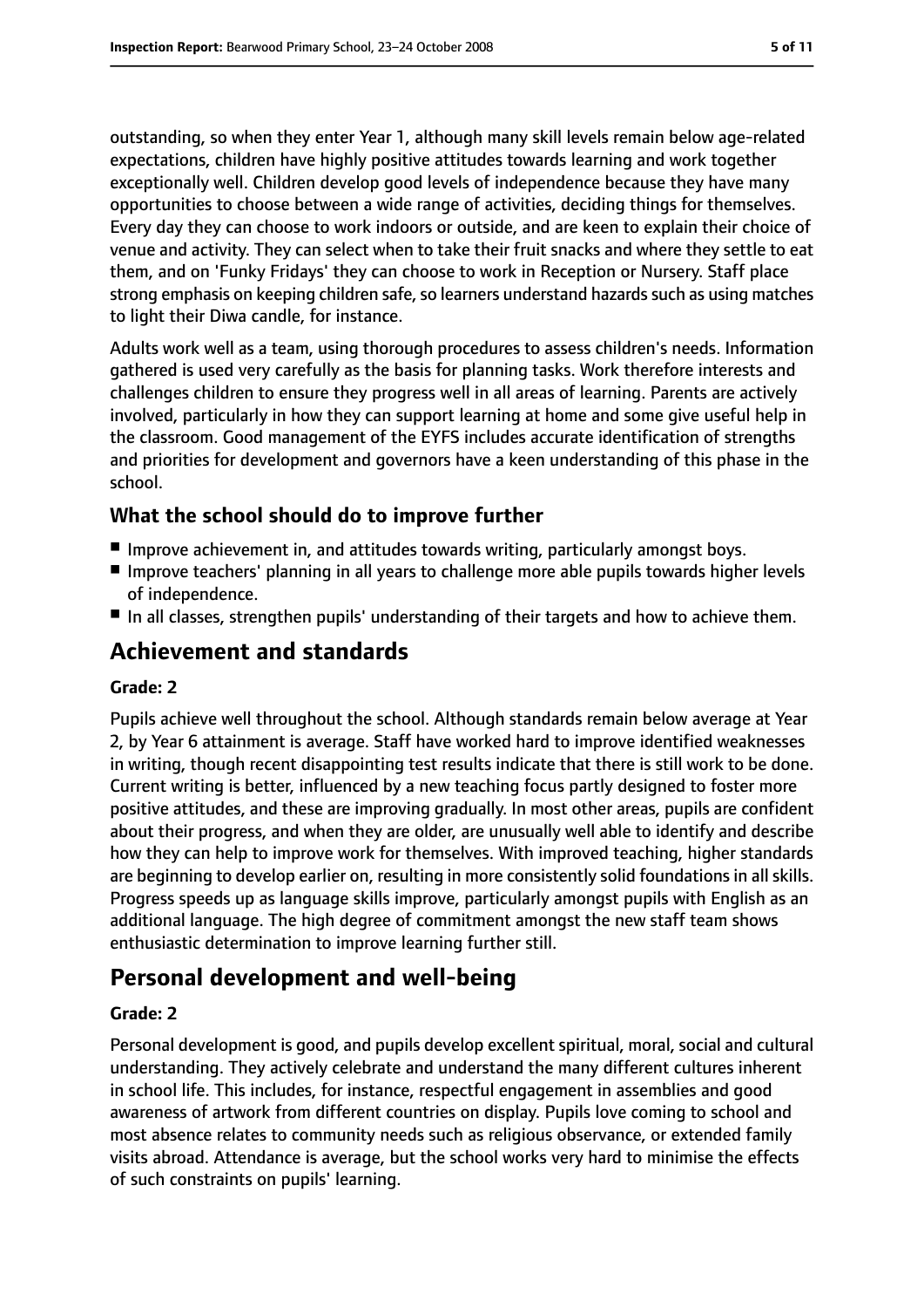outstanding, so when they enter Year 1, although many skill levels remain below age-related expectations, children have highly positive attitudes towards learning and work together exceptionally well. Children develop good levels of independence because they have many opportunities to choose between a wide range of activities, deciding things for themselves. Every day they can choose to work indoors or outside, and are keen to explain their choice of venue and activity. They can select when to take their fruit snacks and where they settle to eat them, and on 'Funky Fridays' they can choose to work in Reception or Nursery. Staff place strong emphasis on keeping children safe, so learners understand hazards such as using matches to light their Diwa candle, for instance.

Adults work well as a team, using thorough procedures to assess children's needs. Information gathered is used very carefully as the basis for planning tasks. Work therefore interests and challenges children to ensure they progress well in all areas of learning. Parents are actively involved, particularly in how they can support learning at home and some give useful help in the classroom. Good management of the EYFS includes accurate identification of strengths and priorities for development and governors have a keen understanding of this phase in the school.

### What the school should do to improve further

- Improve achievement in, and attitudes towards writing, particularly amongst boys.
- Improve teachers' planning in all years to challenge more able pupils towards higher levels of independence.
- In all classes, strengthen pupils' understanding of their targets and how to achieve them.

## Achievement and standards

#### Grade: 2

Pupils achieve well throughout the school. Although standards remain below average at Year 2, by Year 6 attainment is average. Staff have worked hard to improve identified weaknesses in writing, though recent disappointing test results indicate that there is still work to be done. Current writing is better, influenced by a new teaching focus partly designed to foster more positive attitudes, and these are improving gradually. In most other areas, pupils are confident about their progress, and when they are older, are unusually well able to identify and describe how they can help to improve work for themselves. With improved teaching, higher standards are beginning to develop earlier on, resulting in more consistently solid foundations in all skills. Progress speeds up as language skills improve, particularly amongst pupils with English as an additional language. The high degree of commitment amongst the new staff team shows enthusiastic determination to improve learning further still.

## Personal development and well-being

#### Grade: 2

Personal development is good, and pupils develop excellent spiritual, moral, social and cultural understanding. They actively celebrate and understand the many different cultures inherent in school life. This includes, for instance, respectful engagement in assemblies and good awareness of artwork from different countries on display. Pupils love coming to school and most absence relates to community needs such as religious observance, or extended family visits abroad. Attendance is average, but the school works very hard to minimise the effects of such constraints on pupils' learning.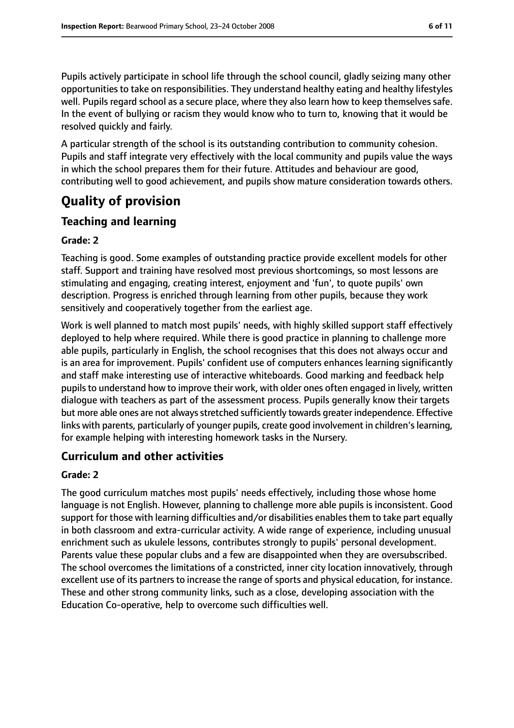Pupils actively participate in school life through the school council, gladly seizing many other opportunities to take on responsibilities. They understand healthy eating and healthy lifestyles well. Pupils regard school as a secure place, where they also learn how to keep themselves safe. In the event of bullying or racism they would know who to turn to, knowing that it would be resolved quickly and fairly.

A particular strength of the school is its outstanding contribution to community cohesion. Pupils and staff integrate very effectively with the local community and pupils value the ways in which the school prepares them for their future. Attitudes and behaviour are good, contributing well to good achievement, and pupils show mature consideration towards others.

# Quality of provision

## Teaching and learning

**Grade: 2**

Teaching is good. Some examples of outstanding practice provide excellent models for other staff. Support and training have resolved most previous shortcomings, so most lessons are stimulating and engaging, creating interest, enjoyment and 'fun', to quote pupils' own description. Progress is enriched through learning from other pupils, because they work sensitively and cooperatively together from the earliest age.

Work is well planned to match most pupils' needs, with highly skilled support staff effectively deployed to help where required. While there is good practice in planning to challenge more able pupils, particularly in English, the school recognises that this does not always occur and is an area for improvement. Pupils' confident use of computers enhances learning significantly and staff make interesting use of interactive whiteboards. Good marking and feedback help pupils to understand how to improve their work, with older ones often engaged in lively, written dialogue with teachers as part of the assessment process. Pupils generally know their targets but more able ones are not always stretched sufficiently towards greater independence. Effective links with parents, particularly of younger pupils, create good involvement in children's learning, for example helping with interesting homework tasks in the Nursery.

## Curriculum and other activities

**Grade: 2**

The good curriculum matches most pupils' needs effectively, including those whose home language is not English. However, planning to challenge more able pupils is inconsistent. Good support for those with learning difficulties and/or disabilities enables them to take part equally in both classroom and extra-curricular activity. A wide range of experience, including unusual enrichment such as ukulele lessons, contributes strongly to pupils' personal development. Parents value these popular clubs and a few are disappointed when they are oversubscribed. The school overcomes the limitations of a constricted, inner city location innovatively, through excellent use of its partners to increase the range of sports and physical education, for instance. These and other strong community links, such as a close, developing association with the Education Co-operative, help to overcome such difficulties well.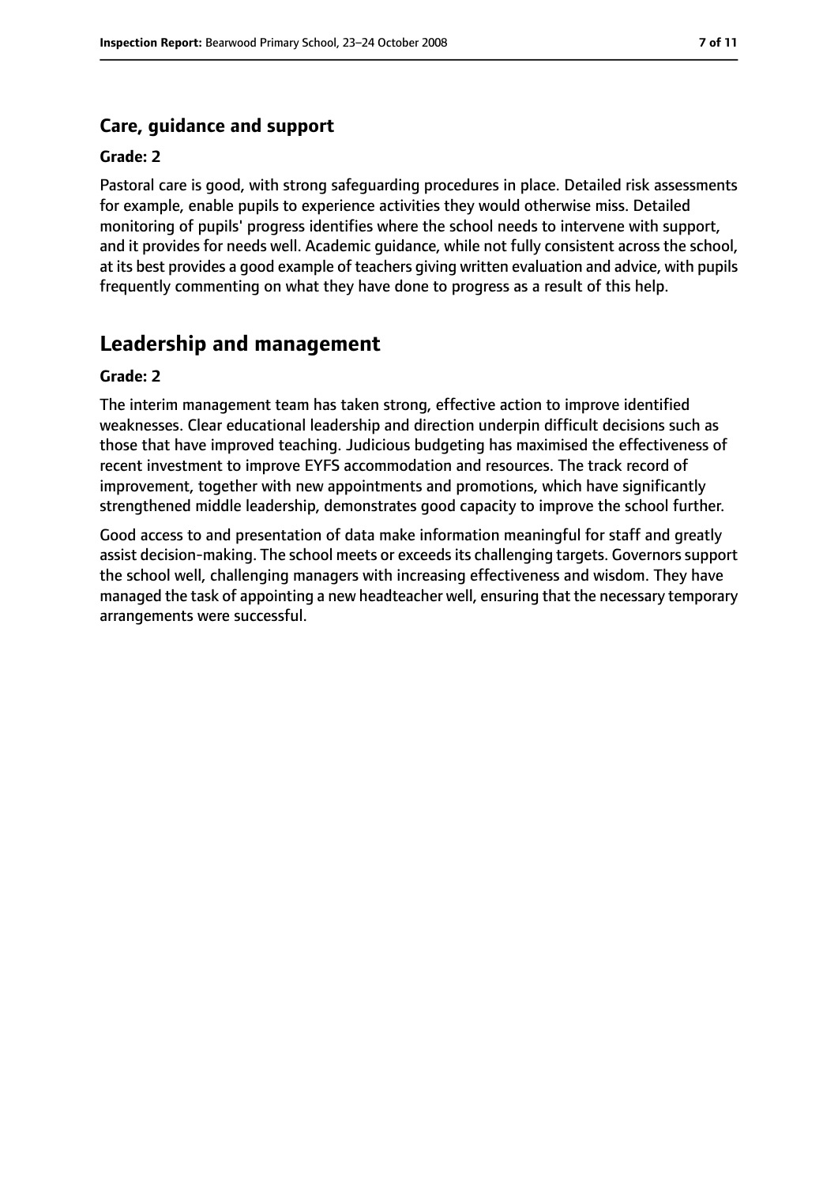### Care, guidance and support

**Grade: 2**

Pastoral care is good, with strong safeguarding procedures in place. Detailed risk assessments for example, enable pupils to experience activities they would otherwise miss. Detailed monitoring of pupils' progress identifies where the school needs to intervene with support, and it provides for needs well. Academic guidance, while not fully consistent across the school, at its best provides a good example of teachers giving written evaluation and advice, with pupils frequently commenting on what they have done to progress as a result of this help.

## Leadership and management

**Grade: 2**

The interim management team has taken strong, effective action to improve identified weaknesses. Clear educational leadership and direction underpin difficult decisions such as those that have improved teaching. Judicious budgeting has maximised the effectiveness of recent investment to improve EYFS accommodation and resources. The track record of improvement, together with new appointments and promotions, which have significantly strengthened middle leadership, demonstrates good capacity to improve the school further.

Good access to and presentation of data make information meaningful for staff and greatly assist decision-making. The school meets or exceeds its challenging targets. Governors support the school well, challenging managers with increasing effectiveness and wisdom. They have managed the task of appointing a new headteacher well, ensuring that the necessary temporary arrangements were successful.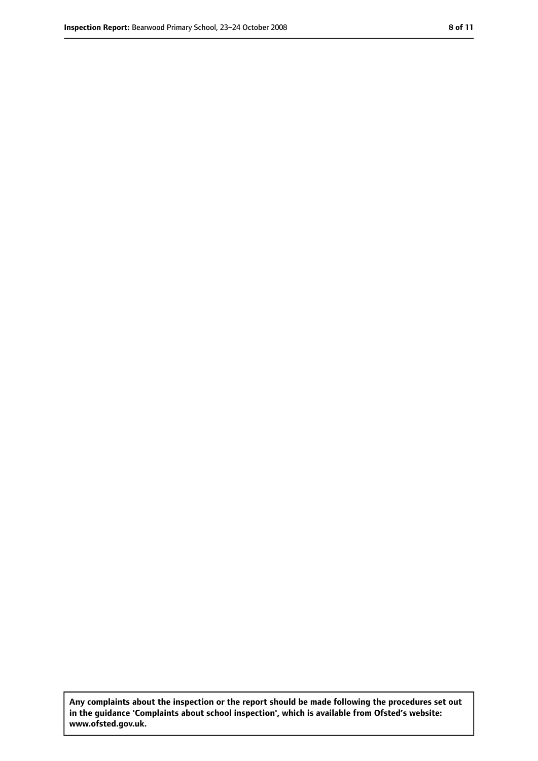**Any complaints about the inspection or the report should be made following the procedures set out in the guidance 'Complaints about school inspection', which is available from Ofsted's website: www.ofsted.gov.uk.**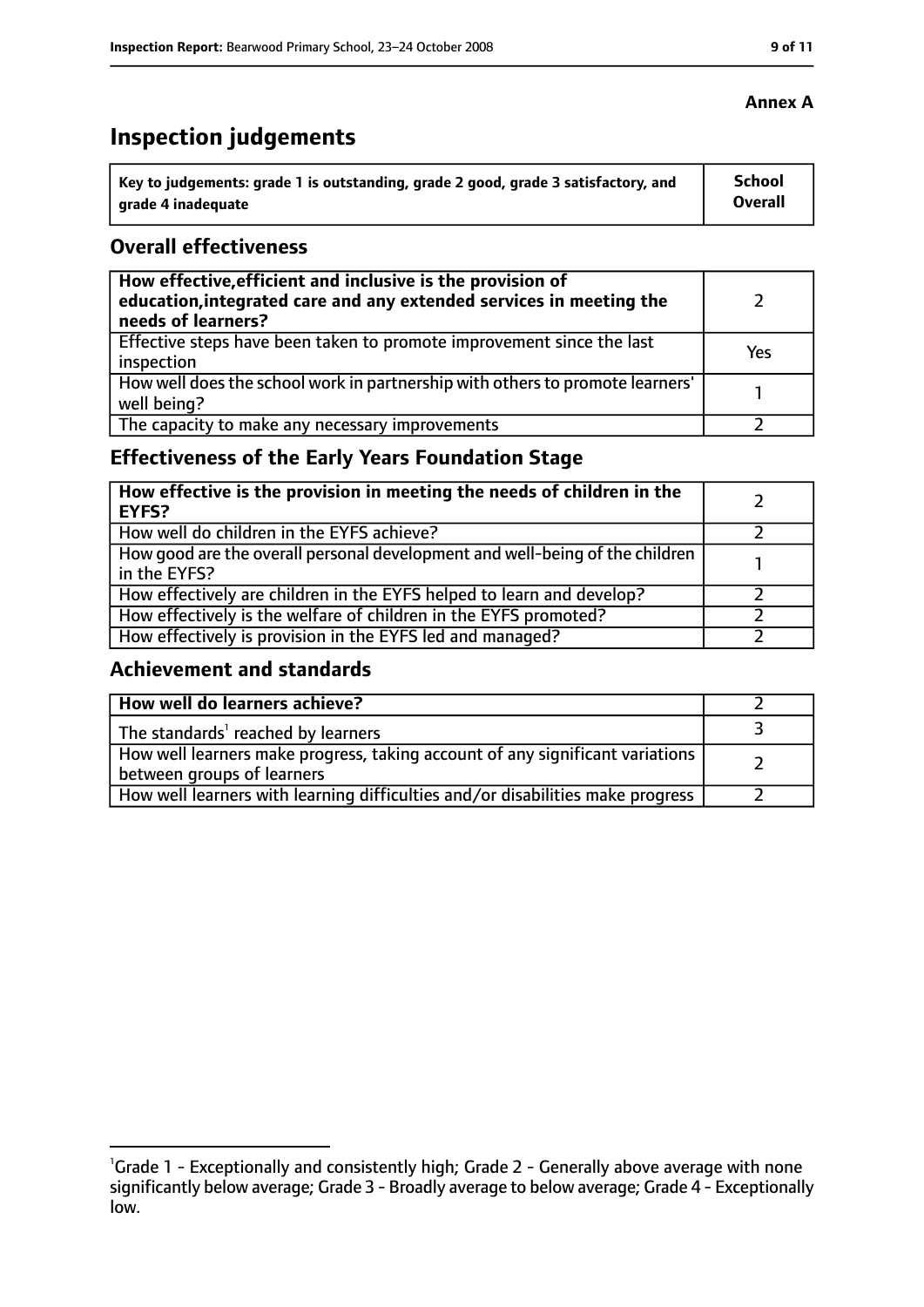**Annex A**

# Inspection judgements

| Key to judgements: grade 1 is outstanding, grade 2 good, grade 3 satisfactory, and grade 4 inadequate | School Overall |
|---|---|

## Overall effectiveness

| | |
|---|---|
| **How effective, efficient and inclusive is the provision of education, integrated care and any extended services in meeting the needs of learners?** | 2 |
| Effective steps have been taken to promote improvement since the last inspection | Yes |
| How well does the school work in partnership with others to promote learners' well being? | 1 |
| The capacity to make any necessary improvements | 2 |

## Effectiveness of the Early Years Foundation Stage

| | |
|---|---|
| **How effective is the provision in meeting the needs of children in the EYFS?** | 2 |
| How well do children in the EYFS achieve? | 2 |
| How good are the overall personal development and well-being of the children in the EYFS? | 1 |
| How effectively are children in the EYFS helped to learn and develop? | 2 |
| How effectively is the welfare of children in the EYFS promoted? | 2 |
| How effectively is provision in the EYFS led and managed? | 2 |

## Achievement and standards

| | |
|---|---|
| **How well do learners achieve?** | 2 |
| The standards[1] reached by learners | 3 |
| How well learners make progress, taking account of any significant variations between groups of learners | 2 |
| How well learners with learning difficulties and/or disabilities make progress | 2 |

[1] Grade 1 - Exceptionally and consistently high; Grade 2 - Generally above average with none significantly below average; Grade 3 - Broadly average to below average; Grade 4 - Exceptionally low.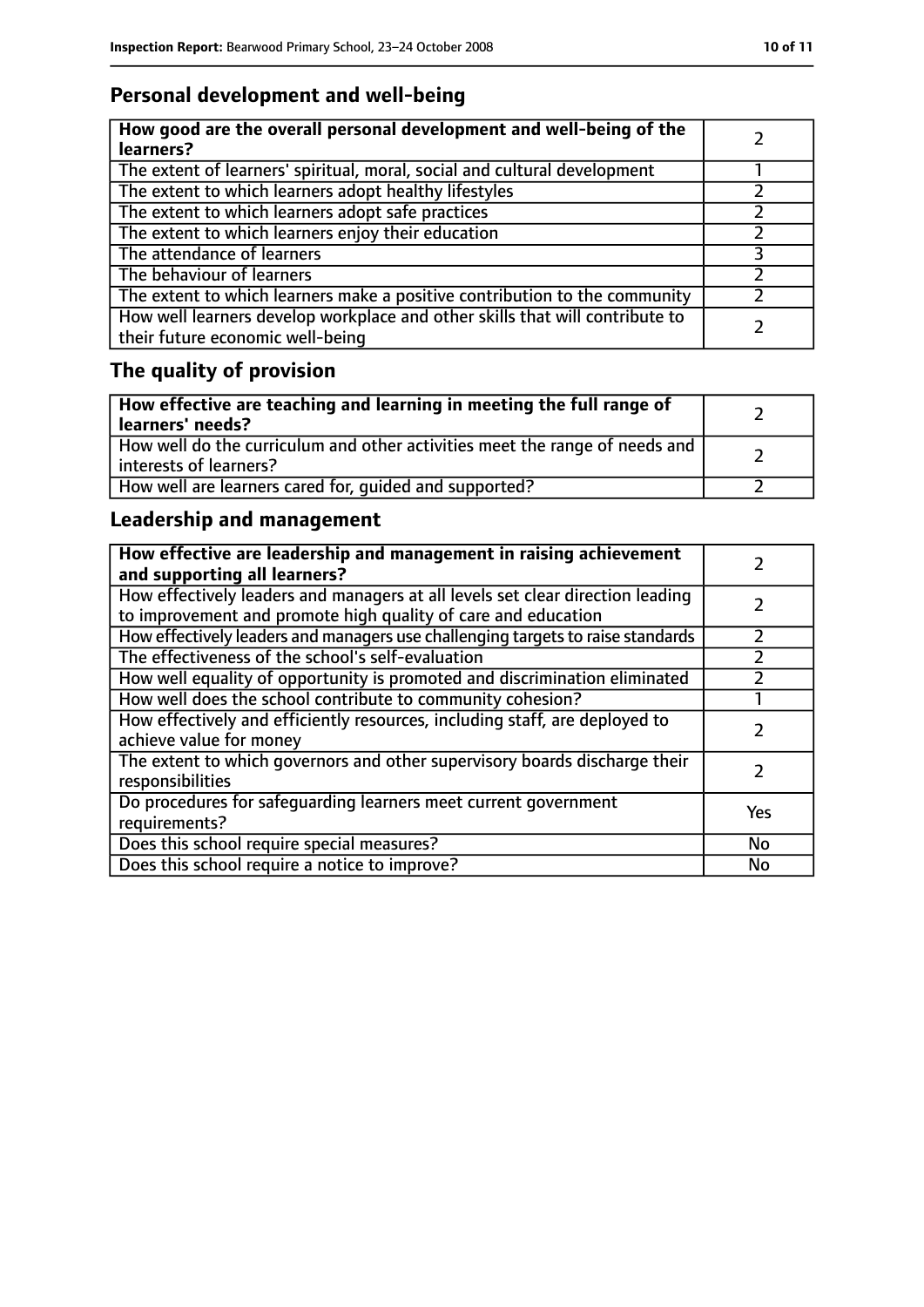## Personal development and well-being

| How good are the overall personal development and well-being of the learners? | 2 |
|---|---|
| The extent of learners' spiritual, moral, social and cultural development | 1 |
| The extent to which learners adopt healthy lifestyles | 2 |
| The extent to which learners adopt safe practices | 2 |
| The extent to which learners enjoy their education | 2 |
| The attendance of learners | 3 |
| The behaviour of learners | 2 |
| The extent to which learners make a positive contribution to the community | 2 |
| How well learners develop workplace and other skills that will contribute to their future economic well-being | 2 |

## The quality of provision

| How effective are teaching and learning in meeting the full range of learners' needs? | 2 |
|---|---|
| How well do the curriculum and other activities meet the range of needs and interests of learners? | 2 |
| How well are learners cared for, guided and supported? | 2 |

## Leadership and management

| How effective are leadership and management in raising achievement and supporting all learners? | 2 |
|---|---|
| How effectively leaders and managers at all levels set clear direction leading to improvement and promote high quality of care and education | 2 |
| How effectively leaders and managers use challenging targets to raise standards | 2 |
| The effectiveness of the school's self-evaluation | 2 |
| How well equality of opportunity is promoted and discrimination eliminated | 2 |
| How well does the school contribute to community cohesion? | 1 |
| How effectively and efficiently resources, including staff, are deployed to achieve value for money | 2 |
| The extent to which governors and other supervisory boards discharge their responsibilities | 2 |
| Do procedures for safeguarding learners meet current government requirements? | Yes |
| Does this school require special measures? | No |
| Does this school require a notice to improve? | No |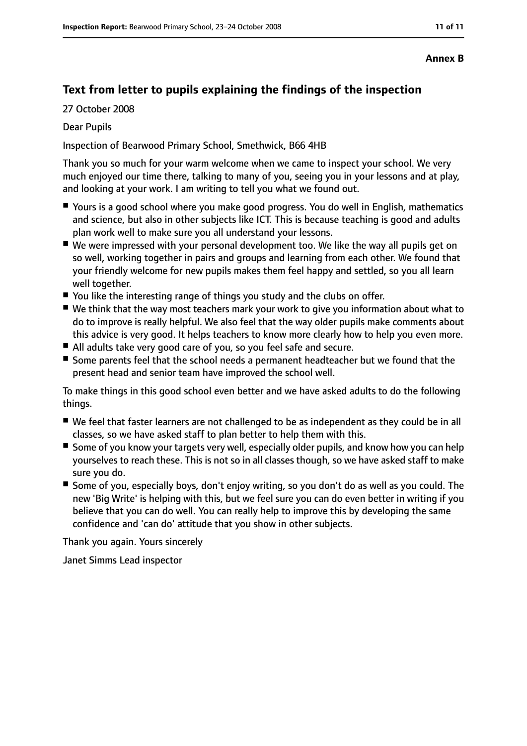**Annex B**

## Text from letter to pupils explaining the findings of the inspection

27 October 2008

Dear Pupils

Inspection of Bearwood Primary School, Smethwick, B66 4HB

Thank you so much for your warm welcome when we came to inspect your school. We very much enjoyed our time there, talking to many of you, seeing you in your lessons and at play, and looking at your work. I am writing to tell you what we found out.

- Yours is a good school where you make good progress. You do well in English, mathematics and science, but also in other subjects like ICT. This is because teaching is good and adults plan work well to make sure you all understand your lessons.
- We were impressed with your personal development too. We like the way all pupils get on so well, working together in pairs and groups and learning from each other. We found that your friendly welcome for new pupils makes them feel happy and settled, so you all learn well together.
- You like the interesting range of things you study and the clubs on offer.
- We think that the way most teachers mark your work to give you information about what to do to improve is really helpful. We also feel that the way older pupils make comments about this advice is very good. It helps teachers to know more clearly how to help you even more.
- All adults take very good care of you, so you feel safe and secure.
- Some parents feel that the school needs a permanent headteacher but we found that the present head and senior team have improved the school well.

To make things in this good school even better and we have asked adults to do the following things.

- We feel that faster learners are not challenged to be as independent as they could be in all classes, so we have asked staff to plan better to help them with this.
- Some of you know your targets very well, especially older pupils, and know how you can help yourselves to reach these. This is not so in all classes though, so we have asked staff to make sure you do.
- Some of you, especially boys, don't enjoy writing, so you don't do as well as you could. The new 'Big Write' is helping with this, but we feel sure you can do even better in writing if you believe that you can do well. You can really help to improve this by developing the same confidence and 'can do' attitude that you show in other subjects.

Thank you again. Yours sincerely

Janet Simms Lead inspector